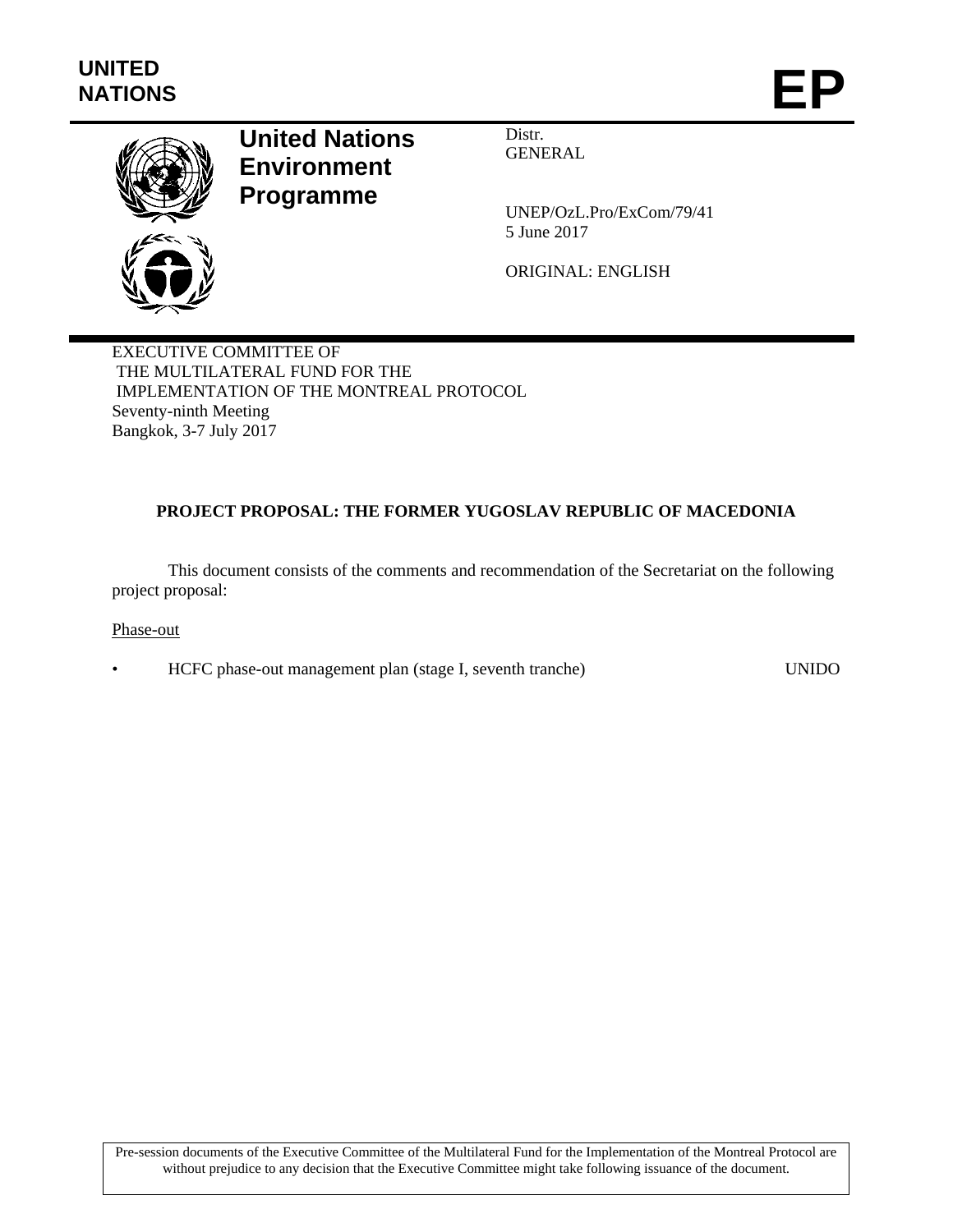# UNITED NATIONS

# EP

## United Nations Environment Programme

Distr.
GENERAL

UNEP/OzL.Pro/ExCom/79/41
5 June 2017

ORIGINAL: ENGLISH

EXECUTIVE COMMITTEE OF
THE MULTILATERAL FUND FOR THE
IMPLEMENTATION OF THE MONTREAL PROTOCOL
Seventy-ninth Meeting
Bangkok, 3-7 July 2017

**PROJECT PROPOSAL: THE FORMER YUGOSLAV REPUBLIC OF MACEDONIA**

This document consists of the comments and recommendation of the Secretariat on the following project proposal:

Phase-out

- HCFC phase-out management plan (stage I, seventh tranche) UNIDO

Pre-session documents of the Executive Committee of the Multilateral Fund for the Implementation of the Montreal Protocol are without prejudice to any decision that the Executive Committee might take following issuance of the document.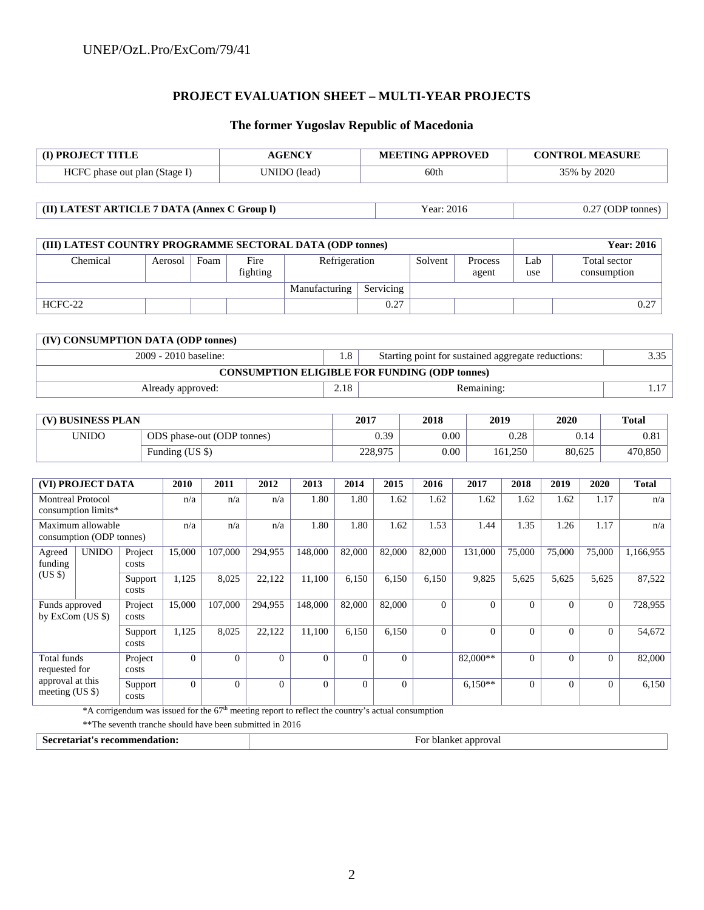## PROJECT EVALUATION SHEET – MULTI-YEAR PROJECTS

### The former Yugoslav Republic of Macedonia

| (I) PROJECT TITLE | AGENCY | MEETING APPROVED | CONTROL MEASURE |
|---|---|---|---|
| HCFC phase out plan (Stage I) | UNIDO (lead) | 60th | 35% by 2020 |

| (II) LATEST ARTICLE 7 DATA (Annex C Group l) | Year: 2016 | 0.27 (ODP tonnes) |
|---|---|---|

| (III) LATEST COUNTRY PROGRAMME SECTORAL DATA (ODP tonnes) | | | | | | | | | | Year: 2016 |
|---|---|---|---|---|---|---|---|---|---|---|
| Chemical | Aerosol | Foam | Fire fighting | Refrigeration | | Solvent | Process agent | Lab use | Total sector consumption |
| | | | | Manufacturing | Servicing | | | | |
| HCFC-22 | | | | | 0.27 | | | | 0.27 |

| (IV) CONSUMPTION DATA (ODP tonnes) | | | |
|---|---|---|---|
| 2009 - 2010 baseline: | 1.8 | Starting point for sustained aggregate reductions: | 3.35 |
| **CONSUMPTION ELIGIBLE FOR FUNDING (ODP tonnes)** | | | |
| Already approved: | 2.18 | Remaining: | 1.17 |

| (V) BUSINESS PLAN | | 2017 | 2018 | 2019 | 2020 | Total |
|---|---|---|---|---|---|---|
| UNIDO | ODS phase-out (ODP tonnes) | 0.39 | 0.00 | 0.28 | 0.14 | 0.81 |
| | Funding (US $) | 228,975 | 0.00 | 161,250 | 80,625 | 470,850 |

| (VI) PROJECT DATA | | | 2010 | 2011 | 2012 | 2013 | 2014 | 2015 | 2016 | 2017 | 2018 | 2019 | 2020 | Total |
|---|---|---|---|---|---|---|---|---|---|---|---|---|---|---|
| Montreal Protocol consumption limits* | | | n/a | n/a | n/a | 1.80 | 1.80 | 1.62 | 1.62 | 1.62 | 1.62 | 1.62 | 1.17 | n/a |
| Maximum allowable consumption (ODP tonnes) | | | n/a | n/a | n/a | 1.80 | 1.80 | 1.62 | 1.53 | 1.44 | 1.35 | 1.26 | 1.17 | n/a |
| Agreed funding (US $) | UNIDO | Project costs | 15,000 | 107,000 | 294,955 | 148,000 | 82,000 | 82,000 | 82,000 | 131,000 | 75,000 | 75,000 | 75,000 | 1,166,955 |
| | | Support costs | 1,125 | 8,025 | 22,122 | 11,100 | 6,150 | 6,150 | 6,150 | 9,825 | 5,625 | 5,625 | 5,625 | 87,522 |
| Funds approved by ExCom (US $) | | Project costs | 15,000 | 107,000 | 294,955 | 148,000 | 82,000 | 82,000 | 0 | 0 | 0 | 0 | 0 | 728,955 |
| | | Support costs | 1,125 | 8,025 | 22,122 | 11,100 | 6,150 | 6,150 | 0 | 0 | 0 | 0 | 0 | 54,672 |
| Total funds requested for approval at this meeting (US $) | | Project costs | 0 | 0 | 0 | 0 | 0 | 0 | | 82,000** | 0 | 0 | 0 | 82,000 |
| | | Support costs | 0 | 0 | 0 | 0 | 0 | 0 | | 6,150** | 0 | 0 | 0 | 6,150 |

*A corrigendum was issued for the 67th meeting report to reflect the country's actual consumption

**The seventh tranche should have been submitted in 2016

| Secretariat's recommendation: | For blanket approval |
|---|---|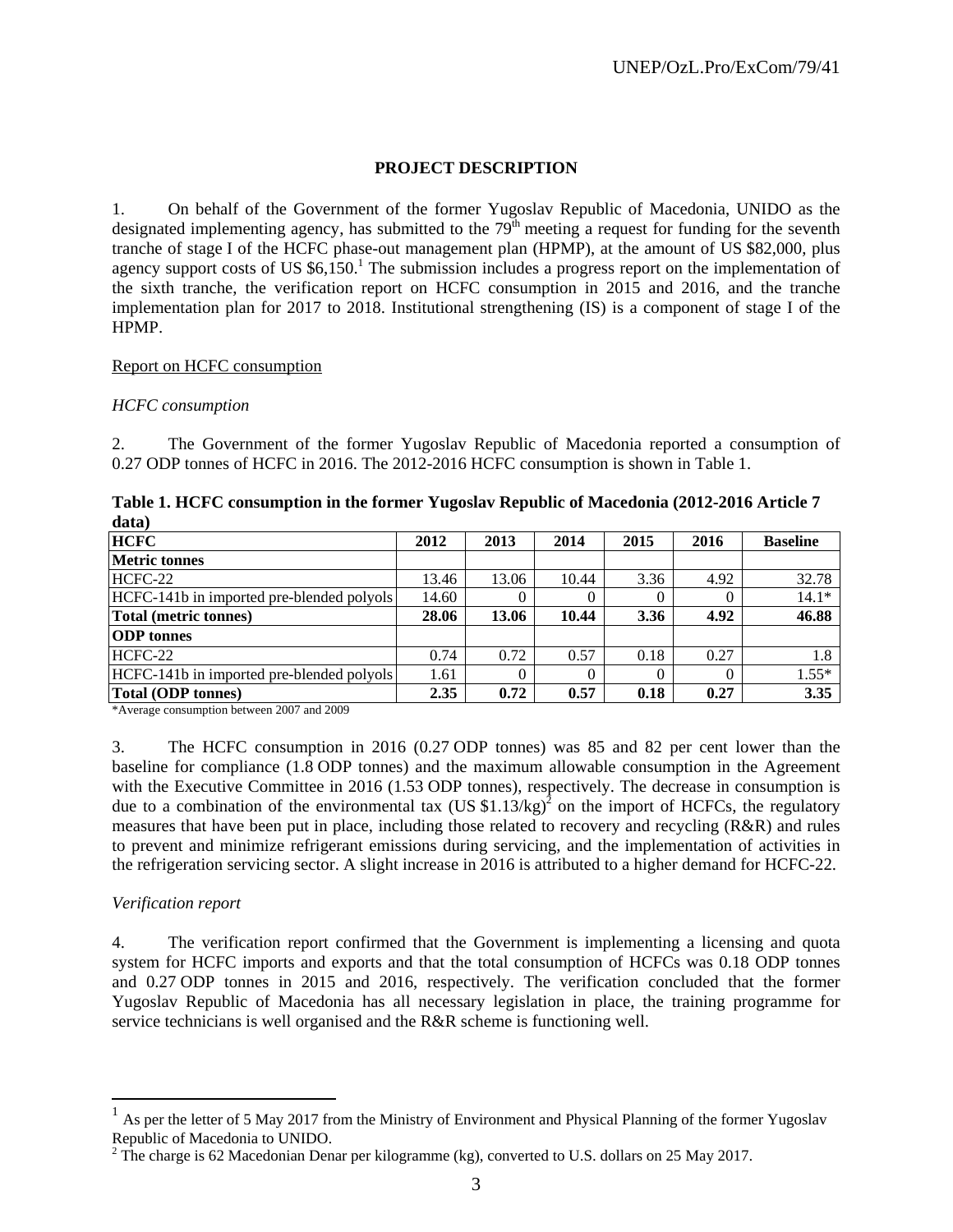## PROJECT DESCRIPTION

1. On behalf of the Government of the former Yugoslav Republic of Macedonia, UNIDO as the designated implementing agency, has submitted to the 79th meeting a request for funding for the seventh tranche of stage I of the HCFC phase-out management plan (HPMP), at the amount of US $82,000, plus agency support costs of US $6,150.[1] The submission includes a progress report on the implementation of the sixth tranche, the verification report on HCFC consumption in 2015 and 2016, and the tranche implementation plan for 2017 to 2018. Institutional strengthening (IS) is a component of stage I of the HPMP.

Report on HCFC consumption

*HCFC consumption*

2. The Government of the former Yugoslav Republic of Macedonia reported a consumption of 0.27 ODP tonnes of HCFC in 2016. The 2012-2016 HCFC consumption is shown in Table 1.

**Table 1. HCFC consumption in the former Yugoslav Republic of Macedonia (2012-2016 Article 7 data)**

| HCFC | 2012 | 2013 | 2014 | 2015 | 2016 | Baseline |
|---|---|---|---|---|---|---|
| **Metric tonnes** | | | | | | |
| HCFC-22 | 13.46 | 13.06 | 10.44 | 3.36 | 4.92 | 32.78 |
| HCFC-141b in imported pre-blended polyols | 14.60 | 0 | 0 | 0 | 0 | 14.1* |
| **Total (metric tonnes)** | **28.06** | **13.06** | **10.44** | **3.36** | **4.92** | **46.88** |
| **ODP tonnes** | | | | | | |
| HCFC-22 | 0.74 | 0.72 | 0.57 | 0.18 | 0.27 | 1.8 |
| HCFC-141b in imported pre-blended polyols | 1.61 | 0 | 0 | 0 | 0 | 1.55* |
| **Total (ODP tonnes)** | **2.35** | **0.72** | **0.57** | **0.18** | **0.27** | **3.35** |

*Average consumption between 2007 and 2009

3. The HCFC consumption in 2016 (0.27 ODP tonnes) was 85 and 82 per cent lower than the baseline for compliance (1.8 ODP tonnes) and the maximum allowable consumption in the Agreement with the Executive Committee in 2016 (1.53 ODP tonnes), respectively. The decrease in consumption is due to a combination of the environmental tax (US $1.13/kg)[2] on the import of HCFCs, the regulatory measures that have been put in place, including those related to recovery and recycling (R&R) and rules to prevent and minimize refrigerant emissions during servicing, and the implementation of activities in the refrigeration servicing sector. A slight increase in 2016 is attributed to a higher demand for HCFC-22.

*Verification report*

4. The verification report confirmed that the Government is implementing a licensing and quota system for HCFC imports and exports and that the total consumption of HCFCs was 0.18 ODP tonnes and 0.27 ODP tonnes in 2015 and 2016, respectively. The verification concluded that the former Yugoslav Republic of Macedonia has all necessary legislation in place, the training programme for service technicians is well organised and the R&R scheme is functioning well.

---

[1] As per the letter of 5 May 2017 from the Ministry of Environment and Physical Planning of the former Yugoslav Republic of Macedonia to UNIDO.

[2] The charge is 62 Macedonian Denar per kilogramme (kg), converted to U.S. dollars on 25 May 2017.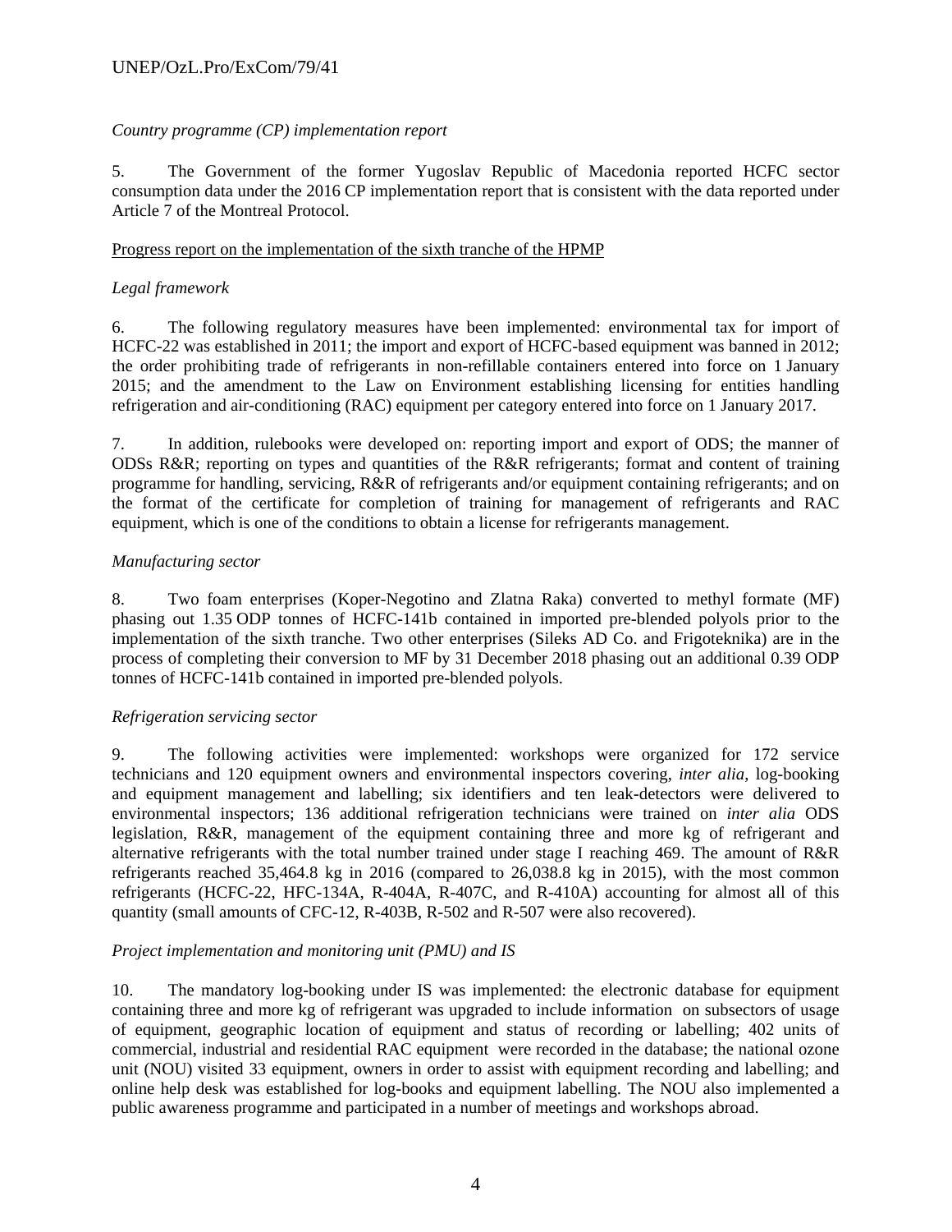*Country programme (CP) implementation report*

5. The Government of the former Yugoslav Republic of Macedonia reported HCFC sector consumption data under the 2016 CP implementation report that is consistent with the data reported under Article 7 of the Montreal Protocol.

Progress report on the implementation of the sixth tranche of the HPMP

*Legal framework*

6. The following regulatory measures have been implemented: environmental tax for import of HCFC-22 was established in 2011; the import and export of HCFC-based equipment was banned in 2012; the order prohibiting trade of refrigerants in non-refillable containers entered into force on 1 January 2015; and the amendment to the Law on Environment establishing licensing for entities handling refrigeration and air-conditioning (RAC) equipment per category entered into force on 1 January 2017.

7. In addition, rulebooks were developed on: reporting import and export of ODS; the manner of ODSs R&R; reporting on types and quantities of the R&R refrigerants; format and content of training programme for handling, servicing, R&R of refrigerants and/or equipment containing refrigerants; and on the format of the certificate for completion of training for management of refrigerants and RAC equipment, which is one of the conditions to obtain a license for refrigerants management.

*Manufacturing sector*

8. Two foam enterprises (Koper-Negotino and Zlatna Raka) converted to methyl formate (MF) phasing out 1.35 ODP tonnes of HCFC-141b contained in imported pre-blended polyols prior to the implementation of the sixth tranche. Two other enterprises (Sileks AD Co. and Frigoteknika) are in the process of completing their conversion to MF by 31 December 2018 phasing out an additional 0.39 ODP tonnes of HCFC-141b contained in imported pre-blended polyols.

*Refrigeration servicing sector*

9. The following activities were implemented: workshops were organized for 172 service technicians and 120 equipment owners and environmental inspectors covering, *inter alia*, log-booking and equipment management and labelling; six identifiers and ten leak-detectors were delivered to environmental inspectors; 136 additional refrigeration technicians were trained on *inter alia* ODS legislation, R&R, management of the equipment containing three and more kg of refrigerant and alternative refrigerants with the total number trained under stage I reaching 469. The amount of R&R refrigerants reached 35,464.8 kg in 2016 (compared to 26,038.8 kg in 2015), with the most common refrigerants (HCFC-22, HFC-134A, R-404A, R-407C, and R-410A) accounting for almost all of this quantity (small amounts of CFC-12, R-403B, R-502 and R-507 were also recovered).

*Project implementation and monitoring unit (PMU) and IS*

10. The mandatory log-booking under IS was implemented: the electronic database for equipment containing three and more kg of refrigerant was upgraded to include information on subsectors of usage of equipment, geographic location of equipment and status of recording or labelling; 402 units of commercial, industrial and residential RAC equipment were recorded in the database; the national ozone unit (NOU) visited 33 equipment, owners in order to assist with equipment recording and labelling; and online help desk was established for log-books and equipment labelling. The NOU also implemented a public awareness programme and participated in a number of meetings and workshops abroad.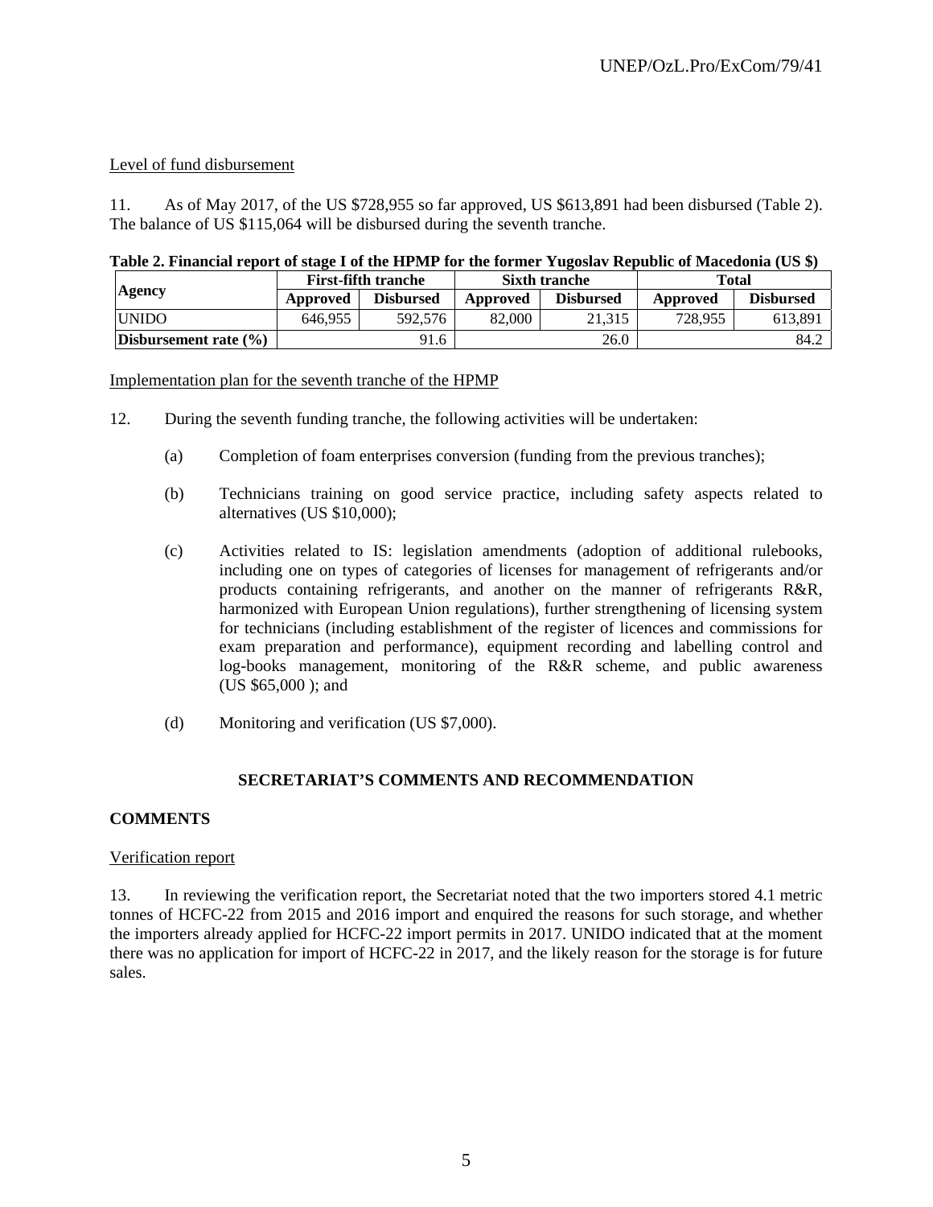Level of fund disbursement

11. As of May 2017, of the US $728,955 so far approved, US $613,891 had been disbursed (Table 2). The balance of US $115,064 will be disbursed during the seventh tranche.

**Table 2. Financial report of stage I of the HPMP for the former Yugoslav Republic of Macedonia (US $)**

| Agency | First-fifth tranche | | Sixth tranche | | Total | |
|---|---|---|---|---|---|---|
| | Approved | Disbursed | Approved | Disbursed | Approved | Disbursed |
| UNIDO | 646,955 | 592,576 | 82,000 | 21,315 | 728,955 | 613,891 |
| **Disbursement rate (%)** | 91.6 | | 26.0 | | 84.2 | |

Implementation plan for the seventh tranche of the HPMP

12. During the seventh funding tranche, the following activities will be undertaken:

(a) Completion of foam enterprises conversion (funding from the previous tranches);

(b) Technicians training on good service practice, including safety aspects related to alternatives (US $10,000);

(c) Activities related to IS: legislation amendments (adoption of additional rulebooks, including one on types of categories of licenses for management of refrigerants and/or products containing refrigerants, and another on the manner of refrigerants R&R, harmonized with European Union regulations), further strengthening of licensing system for technicians (including establishment of the register of licences and commissions for exam preparation and performance), equipment recording and labelling control and log-books management, monitoring of the R&R scheme, and public awareness (US $65,000 ); and

(d) Monitoring and verification (US $7,000).

## SECRETARIAT'S COMMENTS AND RECOMMENDATION

### COMMENTS

Verification report

13. In reviewing the verification report, the Secretariat noted that the two importers stored 4.1 metric tonnes of HCFC-22 from 2015 and 2016 import and enquired the reasons for such storage, and whether the importers already applied for HCFC-22 import permits in 2017. UNIDO indicated that at the moment there was no application for import of HCFC-22 in 2017, and the likely reason for the storage is for future sales.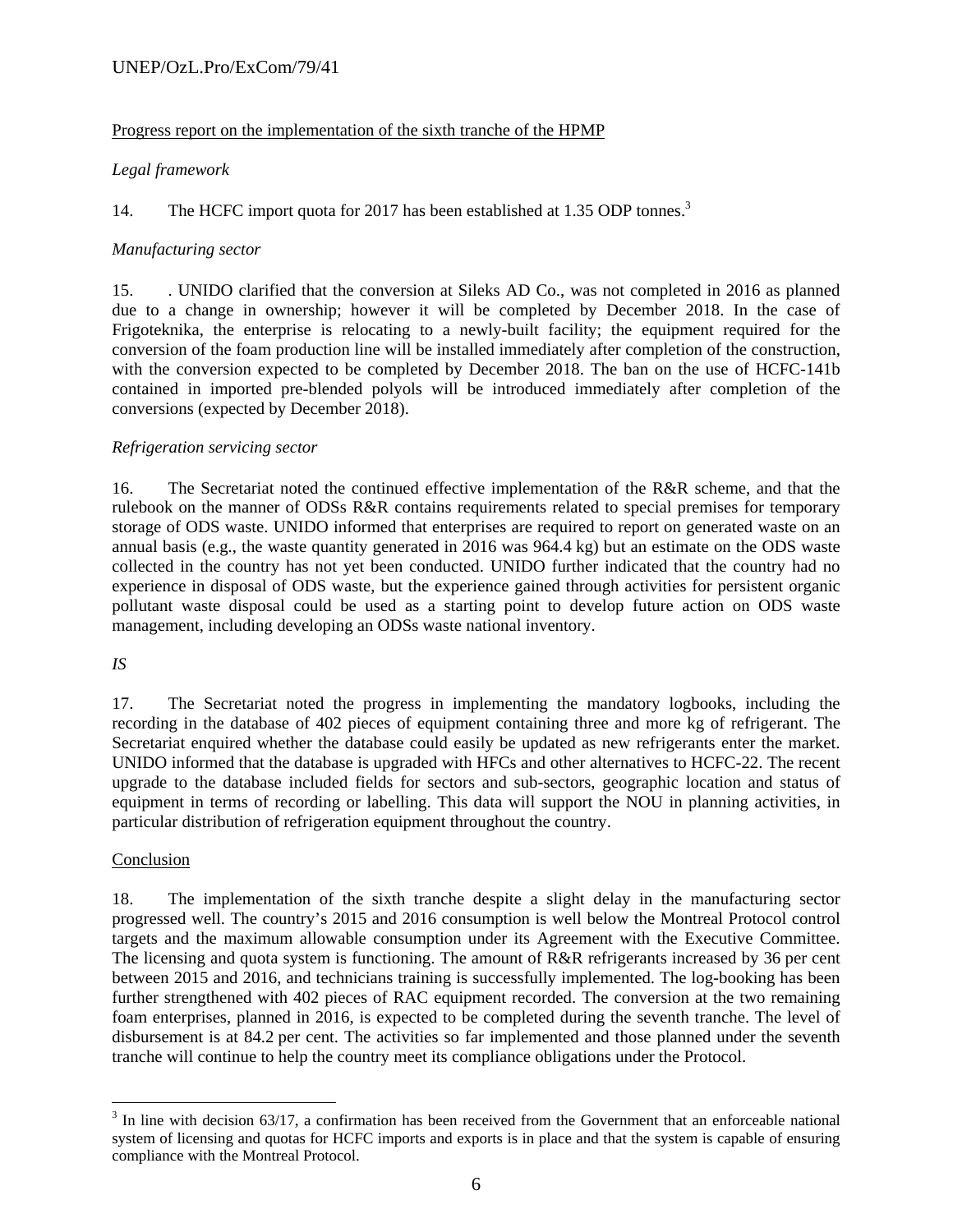Progress report on the implementation of the sixth tranche of the HPMP

*Legal framework*

14. The HCFC import quota for 2017 has been established at 1.35 ODP tonnes.[3]

*Manufacturing sector*

15. . UNIDO clarified that the conversion at Sileks AD Co., was not completed in 2016 as planned due to a change in ownership; however it will be completed by December 2018. In the case of Frigoteknika, the enterprise is relocating to a newly-built facility; the equipment required for the conversion of the foam production line will be installed immediately after completion of the construction, with the conversion expected to be completed by December 2018. The ban on the use of HCFC-141b contained in imported pre-blended polyols will be introduced immediately after completion of the conversions (expected by December 2018).

*Refrigeration servicing sector*

16. The Secretariat noted the continued effective implementation of the R&R scheme, and that the rulebook on the manner of ODSs R&R contains requirements related to special premises for temporary storage of ODS waste. UNIDO informed that enterprises are required to report on generated waste on an annual basis (e.g., the waste quantity generated in 2016 was 964.4 kg) but an estimate on the ODS waste collected in the country has not yet been conducted. UNIDO further indicated that the country had no experience in disposal of ODS waste, but the experience gained through activities for persistent organic pollutant waste disposal could be used as a starting point to develop future action on ODS waste management, including developing an ODSs waste national inventory.

*IS*

17. The Secretariat noted the progress in implementing the mandatory logbooks, including the recording in the database of 402 pieces of equipment containing three and more kg of refrigerant. The Secretariat enquired whether the database could easily be updated as new refrigerants enter the market. UNIDO informed that the database is upgraded with HFCs and other alternatives to HCFC-22. The recent upgrade to the database included fields for sectors and sub-sectors, geographic location and status of equipment in terms of recording or labelling. This data will support the NOU in planning activities, in particular distribution of refrigeration equipment throughout the country.

Conclusion

18. The implementation of the sixth tranche despite a slight delay in the manufacturing sector progressed well. The country's 2015 and 2016 consumption is well below the Montreal Protocol control targets and the maximum allowable consumption under its Agreement with the Executive Committee. The licensing and quota system is functioning. The amount of R&R refrigerants increased by 36 per cent between 2015 and 2016, and technicians training is successfully implemented. The log-booking has been further strengthened with 402 pieces of RAC equipment recorded. The conversion at the two remaining foam enterprises, planned in 2016, is expected to be completed during the seventh tranche. The level of disbursement is at 84.2 per cent. The activities so far implemented and those planned under the seventh tranche will continue to help the country meet its compliance obligations under the Protocol.

[3] In line with decision 63/17, a confirmation has been received from the Government that an enforceable national system of licensing and quotas for HCFC imports and exports is in place and that the system is capable of ensuring compliance with the Montreal Protocol.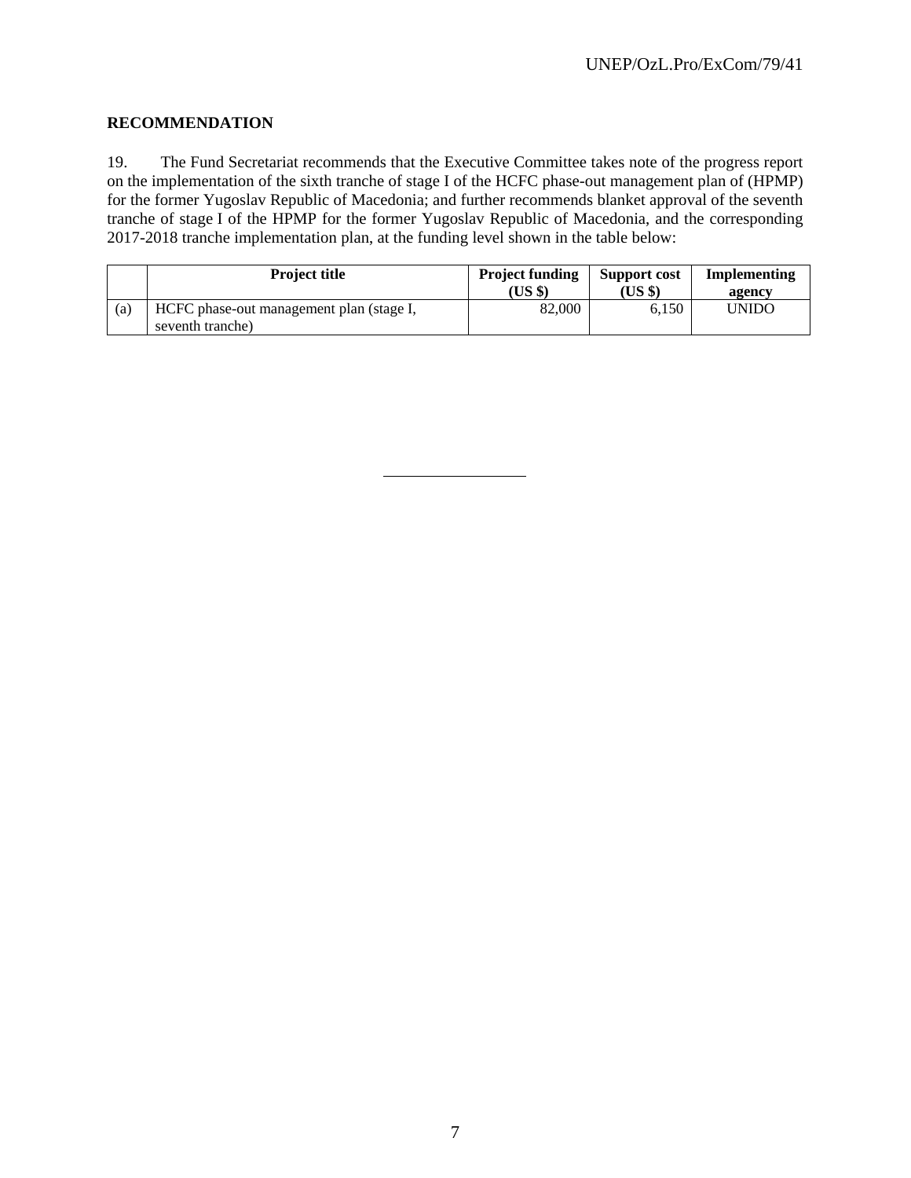**RECOMMENDATION**

19. The Fund Secretariat recommends that the Executive Committee takes note of the progress report on the implementation of the sixth tranche of stage I of the HCFC phase-out management plan of (HPMP) for the former Yugoslav Republic of Macedonia; and further recommends blanket approval of the seventh tranche of stage I of the HPMP for the former Yugoslav Republic of Macedonia, and the corresponding 2017-2018 tranche implementation plan, at the funding level shown in the table below:

| | Project title | Project funding (US $) | Support cost (US $) | Implementing agency |
|---|---|---|---|---|
| (a) | HCFC phase-out management plan (stage I, seventh tranche) | 82,000 | 6,150 | UNIDO |